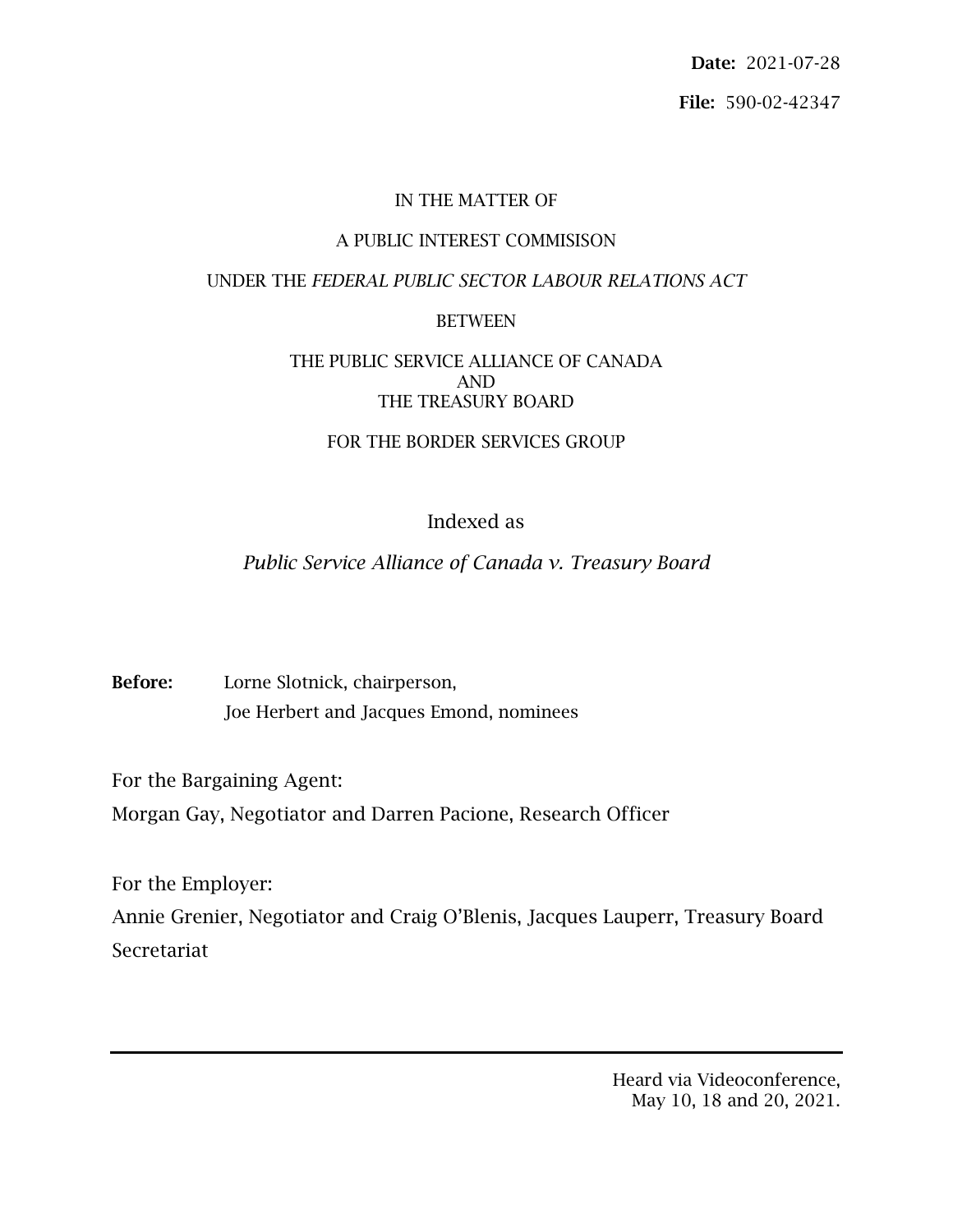**Date:** 2021-07-28

**File:** 590-02-42347

IN THE MATTER OF

A PUBLIC INTEREST COMMISISON

UNDER THE *FEDERAL PUBLIC SECTOR LABOUR RELATIONS ACT*

BETWEEN

THE PUBLIC SERVICE ALLIANCE OF CANADA
AND
THE TREASURY BOARD

FOR THE BORDER SERVICES GROUP

Indexed as

*Public Service Alliance of Canada v. Treasury Board*

**Before:** Lorne Slotnick, chairperson,
Joe Herbert and Jacques Emond, nominees

For the Bargaining Agent:
Morgan Gay, Negotiator and Darren Pacione, Research Officer

For the Employer:
Annie Grenier, Negotiator and Craig O'Blenis, Jacques Lauperr, Treasury Board Secretariat

---

Heard via Videoconference,
May 10, 18 and 20, 2021.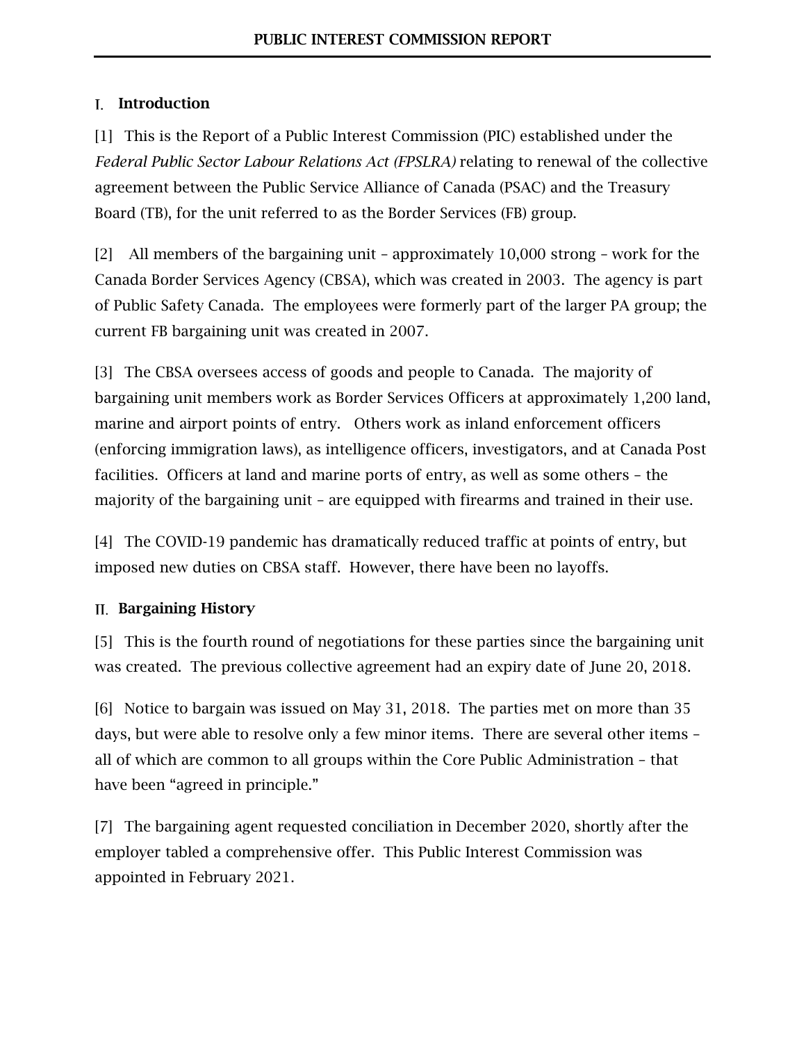## I. Introduction

[1] This is the Report of a Public Interest Commission (PIC) established under the *Federal Public Sector Labour Relations Act (FPSLRA)* relating to renewal of the collective agreement between the Public Service Alliance of Canada (PSAC) and the Treasury Board (TB), for the unit referred to as the Border Services (FB) group.

[2] All members of the bargaining unit – approximately 10,000 strong – work for the Canada Border Services Agency (CBSA), which was created in 2003. The agency is part of Public Safety Canada. The employees were formerly part of the larger PA group; the current FB bargaining unit was created in 2007.

[3] The CBSA oversees access of goods and people to Canada. The majority of bargaining unit members work as Border Services Officers at approximately 1,200 land, marine and airport points of entry. Others work as inland enforcement officers (enforcing immigration laws), as intelligence officers, investigators, and at Canada Post facilities. Officers at land and marine ports of entry, as well as some others – the majority of the bargaining unit – are equipped with firearms and trained in their use.

[4] The COVID-19 pandemic has dramatically reduced traffic at points of entry, but imposed new duties on CBSA staff. However, there have been no layoffs.

## II. Bargaining History

[5] This is the fourth round of negotiations for these parties since the bargaining unit was created. The previous collective agreement had an expiry date of June 20, 2018.

[6] Notice to bargain was issued on May 31, 2018. The parties met on more than 35 days, but were able to resolve only a few minor items. There are several other items – all of which are common to all groups within the Core Public Administration – that have been "agreed in principle."

[7] The bargaining agent requested conciliation in December 2020, shortly after the employer tabled a comprehensive offer. This Public Interest Commission was appointed in February 2021.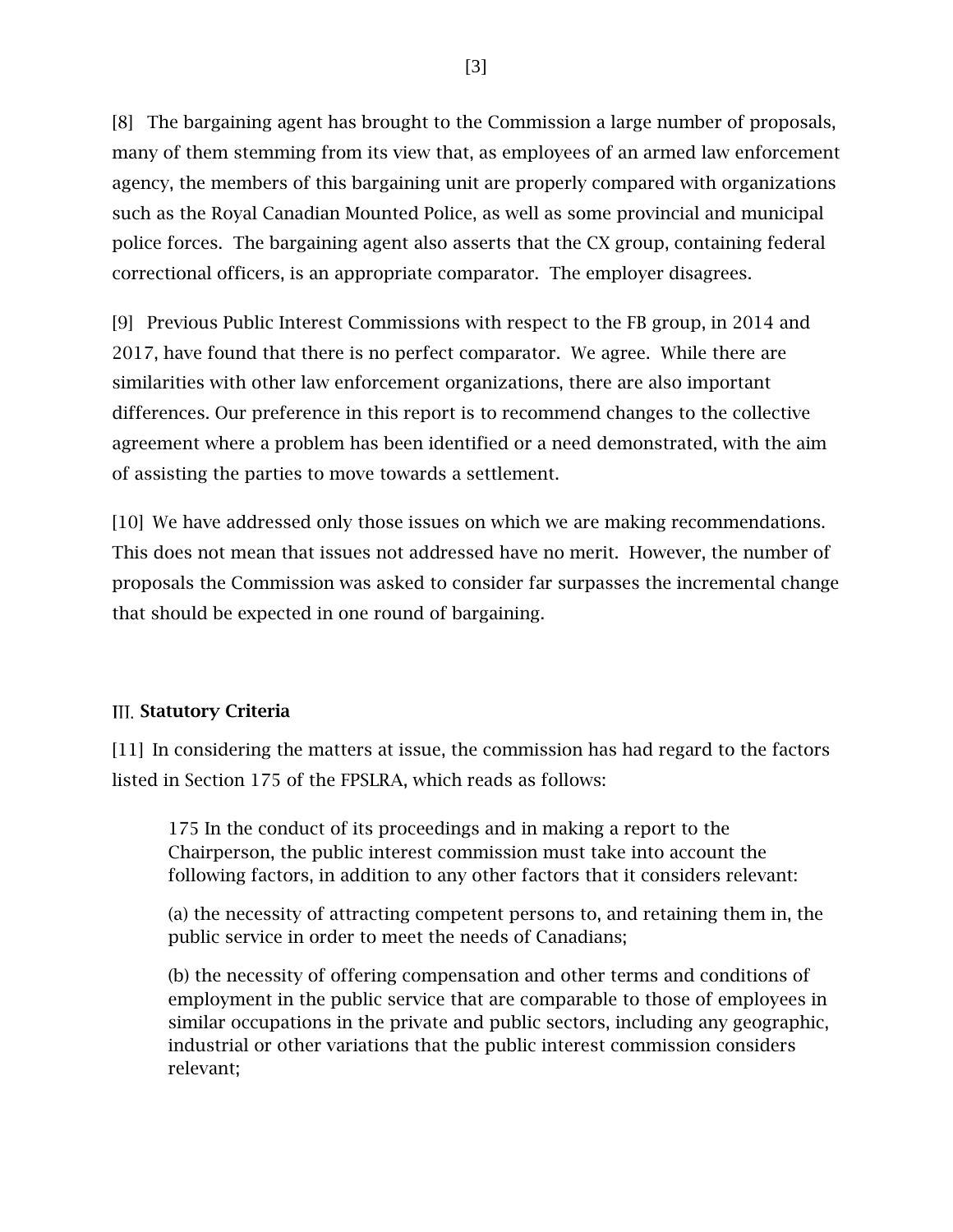[8] The bargaining agent has brought to the Commission a large number of proposals, many of them stemming from its view that, as employees of an armed law enforcement agency, the members of this bargaining unit are properly compared with organizations such as the Royal Canadian Mounted Police, as well as some provincial and municipal police forces. The bargaining agent also asserts that the CX group, containing federal correctional officers, is an appropriate comparator. The employer disagrees.

[9] Previous Public Interest Commissions with respect to the FB group, in 2014 and 2017, have found that there is no perfect comparator. We agree. While there are similarities with other law enforcement organizations, there are also important differences. Our preference in this report is to recommend changes to the collective agreement where a problem has been identified or a need demonstrated, with the aim of assisting the parties to move towards a settlement.

[10] We have addressed only those issues on which we are making recommendations. This does not mean that issues not addressed have no merit. However, the number of proposals the Commission was asked to consider far surpasses the incremental change that should be expected in one round of bargaining.

## III. Statutory Criteria

[11] In considering the matters at issue, the commission has had regard to the factors listed in Section 175 of the FPSLRA, which reads as follows:

> 175 In the conduct of its proceedings and in making a report to the Chairperson, the public interest commission must take into account the following factors, in addition to any other factors that it considers relevant:
>
> (a) the necessity of attracting competent persons to, and retaining them in, the public service in order to meet the needs of Canadians;
>
> (b) the necessity of offering compensation and other terms and conditions of employment in the public service that are comparable to those of employees in similar occupations in the private and public sectors, including any geographic, industrial or other variations that the public interest commission considers relevant;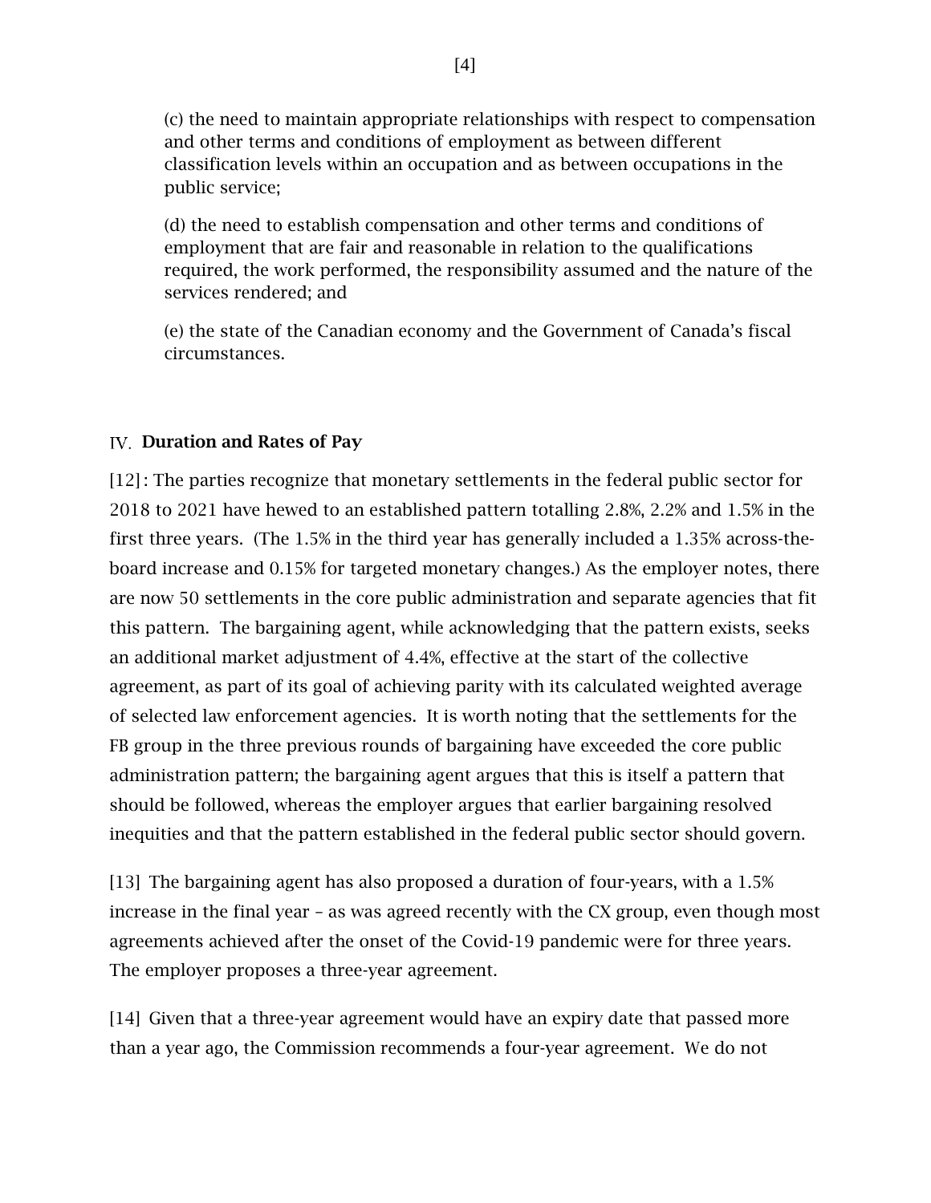(c) the need to maintain appropriate relationships with respect to compensation and other terms and conditions of employment as between different classification levels within an occupation and as between occupations in the public service;

(d) the need to establish compensation and other terms and conditions of employment that are fair and reasonable in relation to the qualifications required, the work performed, the responsibility assumed and the nature of the services rendered; and

(e) the state of the Canadian economy and the Government of Canada's fiscal circumstances.

## IV. Duration and Rates of Pay

[12]: The parties recognize that monetary settlements in the federal public sector for 2018 to 2021 have hewed to an established pattern totalling 2.8%, 2.2% and 1.5% in the first three years. (The 1.5% in the third year has generally included a 1.35% across-the-board increase and 0.15% for targeted monetary changes.) As the employer notes, there are now 50 settlements in the core public administration and separate agencies that fit this pattern. The bargaining agent, while acknowledging that the pattern exists, seeks an additional market adjustment of 4.4%, effective at the start of the collective agreement, as part of its goal of achieving parity with its calculated weighted average of selected law enforcement agencies. It is worth noting that the settlements for the FB group in the three previous rounds of bargaining have exceeded the core public administration pattern; the bargaining agent argues that this is itself a pattern that should be followed, whereas the employer argues that earlier bargaining resolved inequities and that the pattern established in the federal public sector should govern.

[13] The bargaining agent has also proposed a duration of four-years, with a 1.5% increase in the final year – as was agreed recently with the CX group, even though most agreements achieved after the onset of the Covid-19 pandemic were for three years. The employer proposes a three-year agreement.

[14] Given that a three-year agreement would have an expiry date that passed more than a year ago, the Commission recommends a four-year agreement. We do not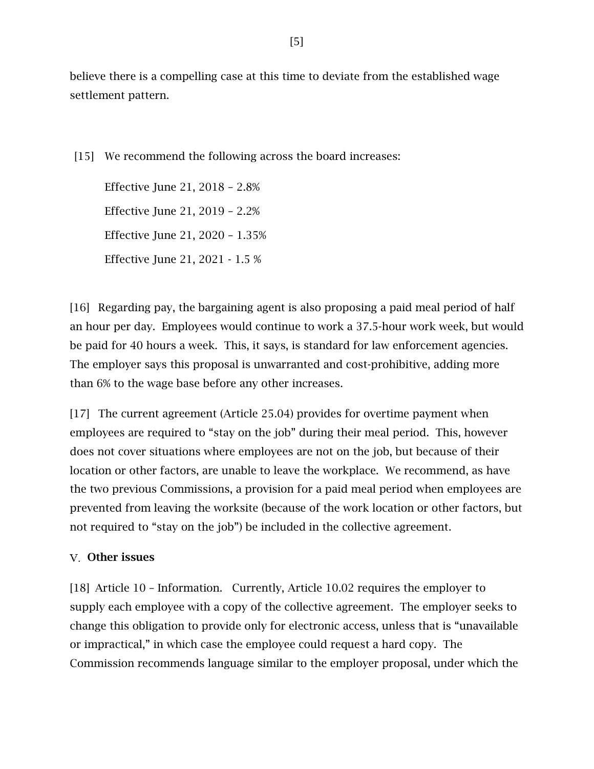believe there is a compelling case at this time to deviate from the established wage settlement pattern.

[15] We recommend the following across the board increases:

Effective June 21, 2018 – 2.8%

Effective June 21, 2019 – 2.2%

Effective June 21, 2020 – 1.35%

Effective June 21, 2021 - 1.5 %

[16] Regarding pay, the bargaining agent is also proposing a paid meal period of half an hour per day. Employees would continue to work a 37.5-hour work week, but would be paid for 40 hours a week. This, it says, is standard for law enforcement agencies. The employer says this proposal is unwarranted and cost-prohibitive, adding more than 6% to the wage base before any other increases.

[17] The current agreement (Article 25.04) provides for overtime payment when employees are required to "stay on the job" during their meal period. This, however does not cover situations where employees are not on the job, but because of their location or other factors, are unable to leave the workplace. We recommend, as have the two previous Commissions, a provision for a paid meal period when employees are prevented from leaving the worksite (because of the work location or other factors, but not required to "stay on the job") be included in the collective agreement.

## V. Other issues

[18] Article 10 – Information. Currently, Article 10.02 requires the employer to supply each employee with a copy of the collective agreement. The employer seeks to change this obligation to provide only for electronic access, unless that is "unavailable or impractical," in which case the employee could request a hard copy. The Commission recommends language similar to the employer proposal, under which the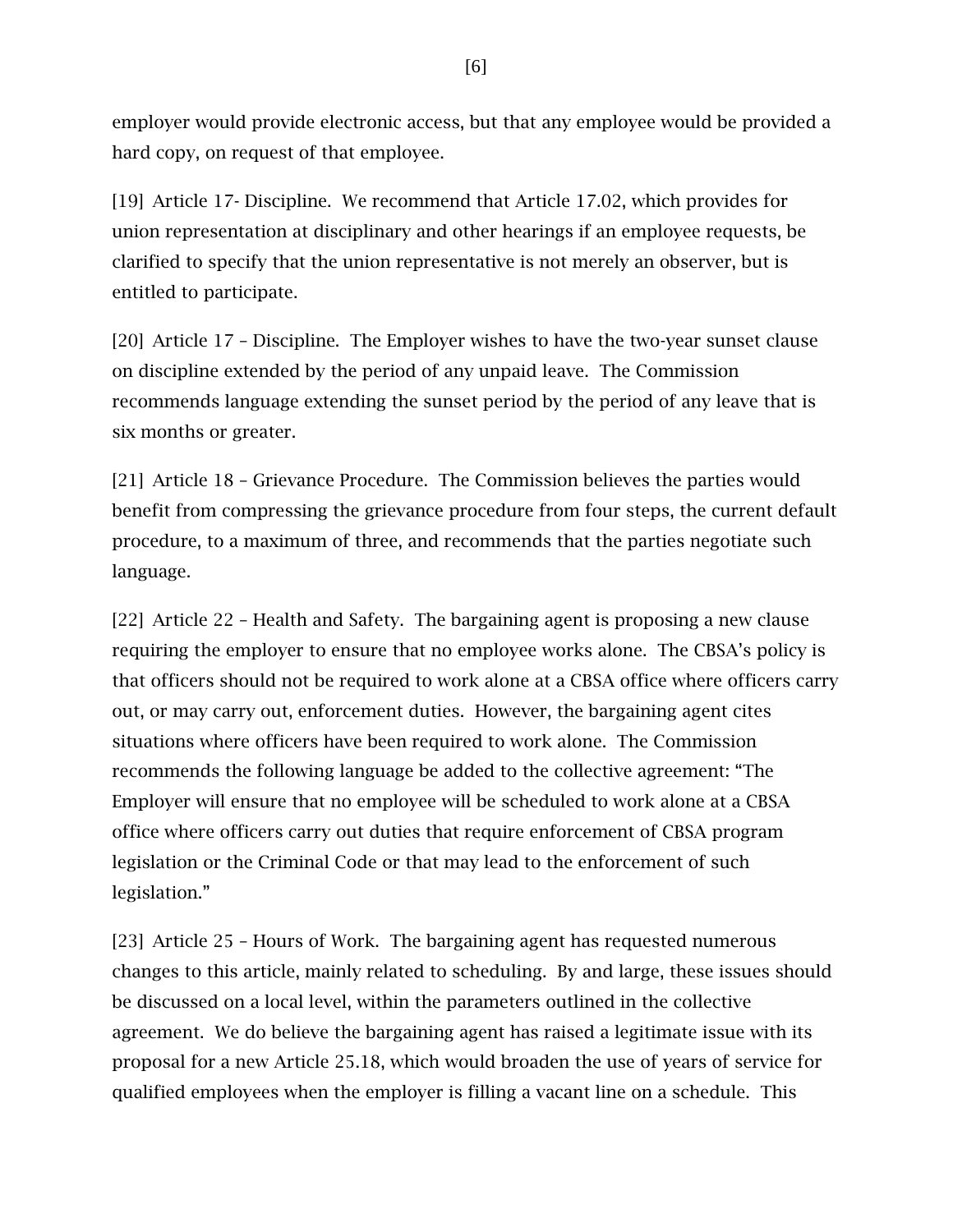employer would provide electronic access, but that any employee would be provided a hard copy, on request of that employee.

[19] Article 17- Discipline. We recommend that Article 17.02, which provides for union representation at disciplinary and other hearings if an employee requests, be clarified to specify that the union representative is not merely an observer, but is entitled to participate.

[20] Article 17 – Discipline. The Employer wishes to have the two-year sunset clause on discipline extended by the period of any unpaid leave. The Commission recommends language extending the sunset period by the period of any leave that is six months or greater.

[21] Article 18 – Grievance Procedure. The Commission believes the parties would benefit from compressing the grievance procedure from four steps, the current default procedure, to a maximum of three, and recommends that the parties negotiate such language.

[22] Article 22 – Health and Safety. The bargaining agent is proposing a new clause requiring the employer to ensure that no employee works alone. The CBSA's policy is that officers should not be required to work alone at a CBSA office where officers carry out, or may carry out, enforcement duties. However, the bargaining agent cites situations where officers have been required to work alone. The Commission recommends the following language be added to the collective agreement: "The Employer will ensure that no employee will be scheduled to work alone at a CBSA office where officers carry out duties that require enforcement of CBSA program legislation or the Criminal Code or that may lead to the enforcement of such legislation."

[23] Article 25 – Hours of Work. The bargaining agent has requested numerous changes to this article, mainly related to scheduling. By and large, these issues should be discussed on a local level, within the parameters outlined in the collective agreement. We do believe the bargaining agent has raised a legitimate issue with its proposal for a new Article 25.18, which would broaden the use of years of service for qualified employees when the employer is filling a vacant line on a schedule. This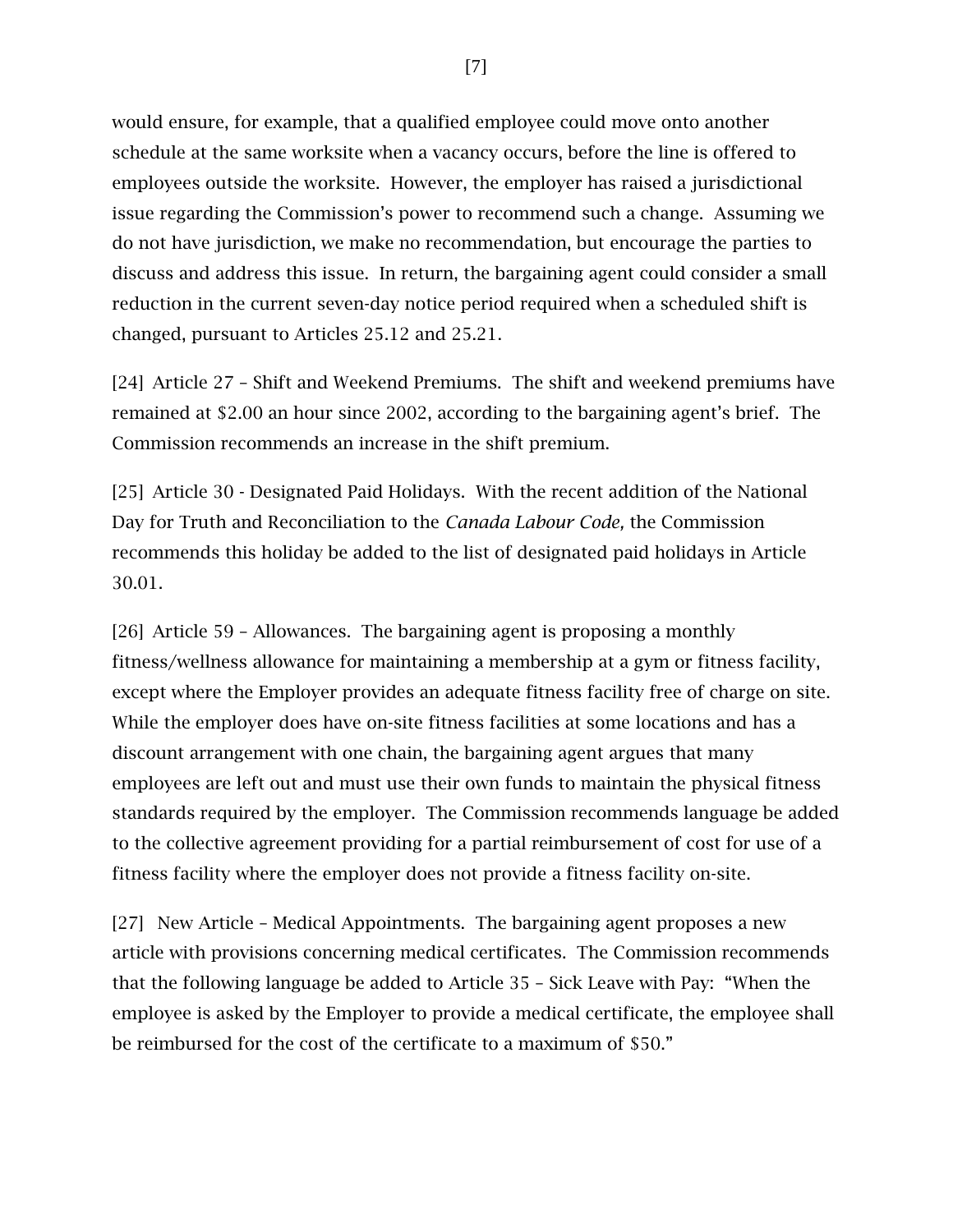would ensure, for example, that a qualified employee could move onto another schedule at the same worksite when a vacancy occurs, before the line is offered to employees outside the worksite. However, the employer has raised a jurisdictional issue regarding the Commission's power to recommend such a change. Assuming we do not have jurisdiction, we make no recommendation, but encourage the parties to discuss and address this issue. In return, the bargaining agent could consider a small reduction in the current seven-day notice period required when a scheduled shift is changed, pursuant to Articles 25.12 and 25.21.

[24] Article 27 – Shift and Weekend Premiums. The shift and weekend premiums have remained at $2.00 an hour since 2002, according to the bargaining agent's brief. The Commission recommends an increase in the shift premium.

[25] Article 30 - Designated Paid Holidays. With the recent addition of the National Day for Truth and Reconciliation to the *Canada Labour Code,* the Commission recommends this holiday be added to the list of designated paid holidays in Article 30.01.

[26] Article 59 – Allowances. The bargaining agent is proposing a monthly fitness/wellness allowance for maintaining a membership at a gym or fitness facility, except where the Employer provides an adequate fitness facility free of charge on site. While the employer does have on-site fitness facilities at some locations and has a discount arrangement with one chain, the bargaining agent argues that many employees are left out and must use their own funds to maintain the physical fitness standards required by the employer. The Commission recommends language be added to the collective agreement providing for a partial reimbursement of cost for use of a fitness facility where the employer does not provide a fitness facility on-site.

[27] New Article – Medical Appointments. The bargaining agent proposes a new article with provisions concerning medical certificates. The Commission recommends that the following language be added to Article 35 – Sick Leave with Pay: "When the employee is asked by the Employer to provide a medical certificate, the employee shall be reimbursed for the cost of the certificate to a maximum of $50."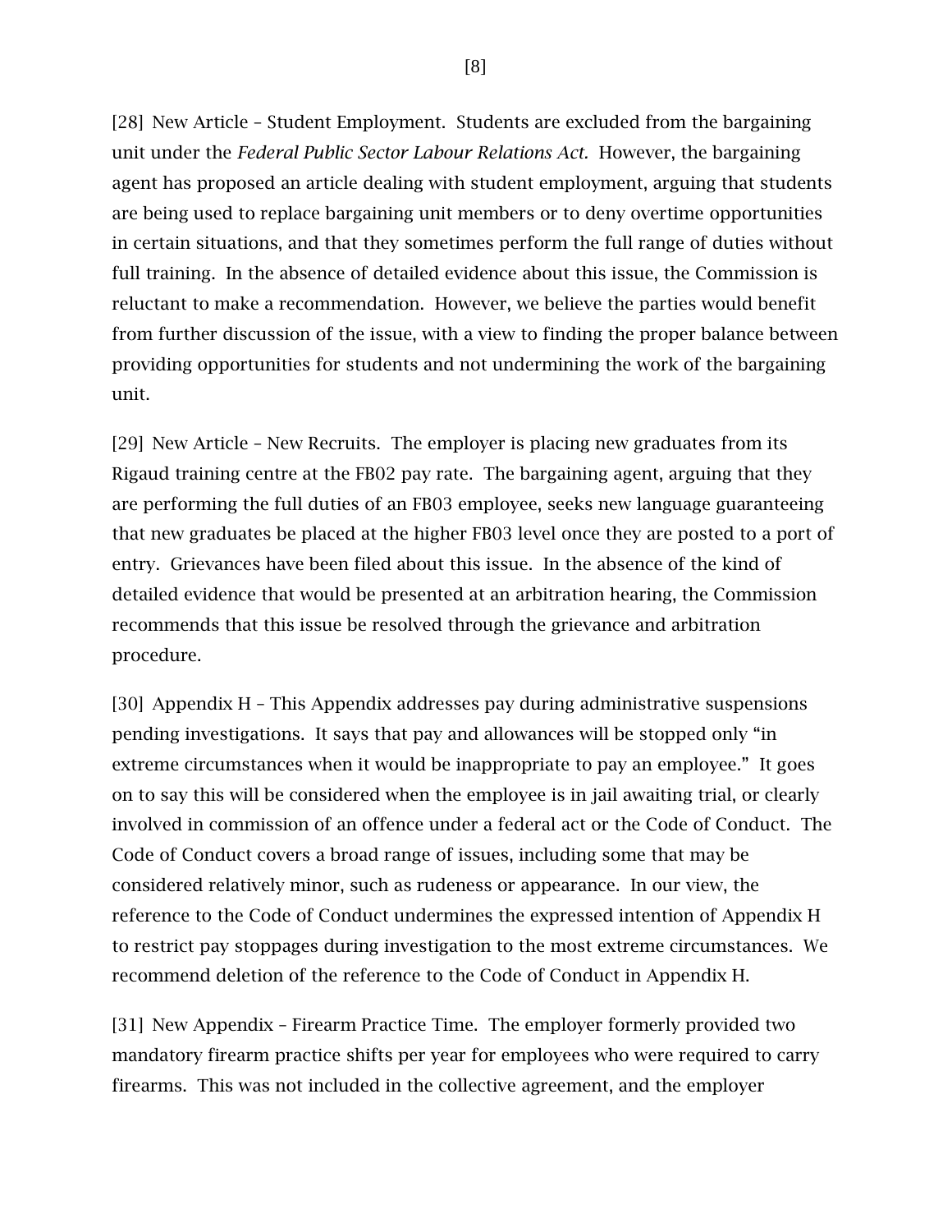[28] New Article – Student Employment. Students are excluded from the bargaining unit under the *Federal Public Sector Labour Relations Act.* However, the bargaining agent has proposed an article dealing with student employment, arguing that students are being used to replace bargaining unit members or to deny overtime opportunities in certain situations, and that they sometimes perform the full range of duties without full training. In the absence of detailed evidence about this issue, the Commission is reluctant to make a recommendation. However, we believe the parties would benefit from further discussion of the issue, with a view to finding the proper balance between providing opportunities for students and not undermining the work of the bargaining unit.

[29] New Article – New Recruits. The employer is placing new graduates from its Rigaud training centre at the FB02 pay rate. The bargaining agent, arguing that they are performing the full duties of an FB03 employee, seeks new language guaranteeing that new graduates be placed at the higher FB03 level once they are posted to a port of entry. Grievances have been filed about this issue. In the absence of the kind of detailed evidence that would be presented at an arbitration hearing, the Commission recommends that this issue be resolved through the grievance and arbitration procedure.

[30] Appendix H – This Appendix addresses pay during administrative suspensions pending investigations. It says that pay and allowances will be stopped only "in extreme circumstances when it would be inappropriate to pay an employee." It goes on to say this will be considered when the employee is in jail awaiting trial, or clearly involved in commission of an offence under a federal act or the Code of Conduct. The Code of Conduct covers a broad range of issues, including some that may be considered relatively minor, such as rudeness or appearance. In our view, the reference to the Code of Conduct undermines the expressed intention of Appendix H to restrict pay stoppages during investigation to the most extreme circumstances. We recommend deletion of the reference to the Code of Conduct in Appendix H.

[31] New Appendix – Firearm Practice Time. The employer formerly provided two mandatory firearm practice shifts per year for employees who were required to carry firearms. This was not included in the collective agreement, and the employer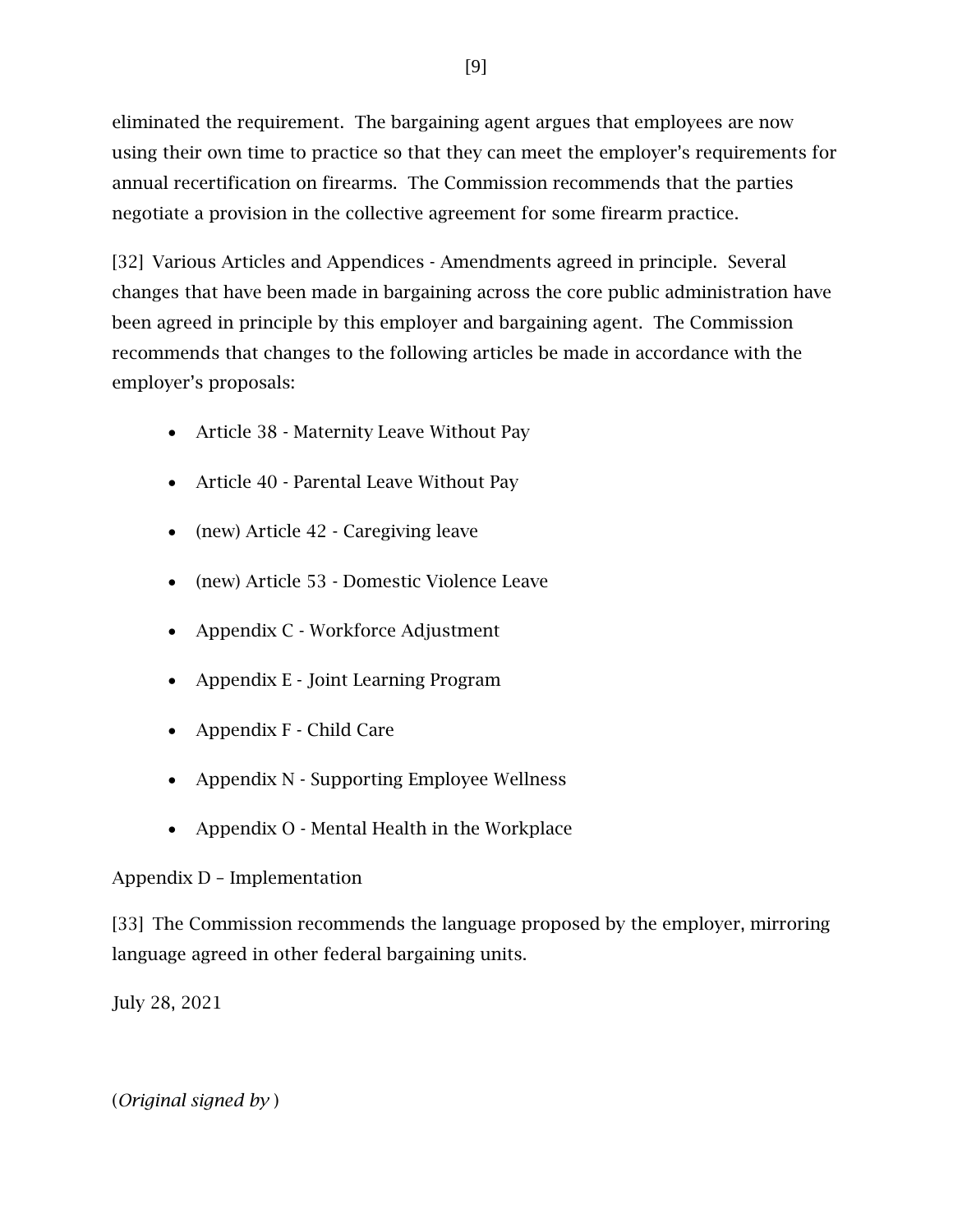eliminated the requirement. The bargaining agent argues that employees are now using their own time to practice so that they can meet the employer's requirements for annual recertification on firearms. The Commission recommends that the parties negotiate a provision in the collective agreement for some firearm practice.

[32] Various Articles and Appendices - Amendments agreed in principle. Several changes that have been made in bargaining across the core public administration have been agreed in principle by this employer and bargaining agent. The Commission recommends that changes to the following articles be made in accordance with the employer's proposals:

- Article 38 - Maternity Leave Without Pay
- Article 40 - Parental Leave Without Pay
- (new) Article 42 - Caregiving leave
- (new) Article 53 - Domestic Violence Leave
- Appendix C - Workforce Adjustment
- Appendix E - Joint Learning Program
- Appendix F - Child Care
- Appendix N - Supporting Employee Wellness
- Appendix O - Mental Health in the Workplace

Appendix D – Implementation

[33] The Commission recommends the language proposed by the employer, mirroring language agreed in other federal bargaining units.

July 28, 2021

(*Original signed by* )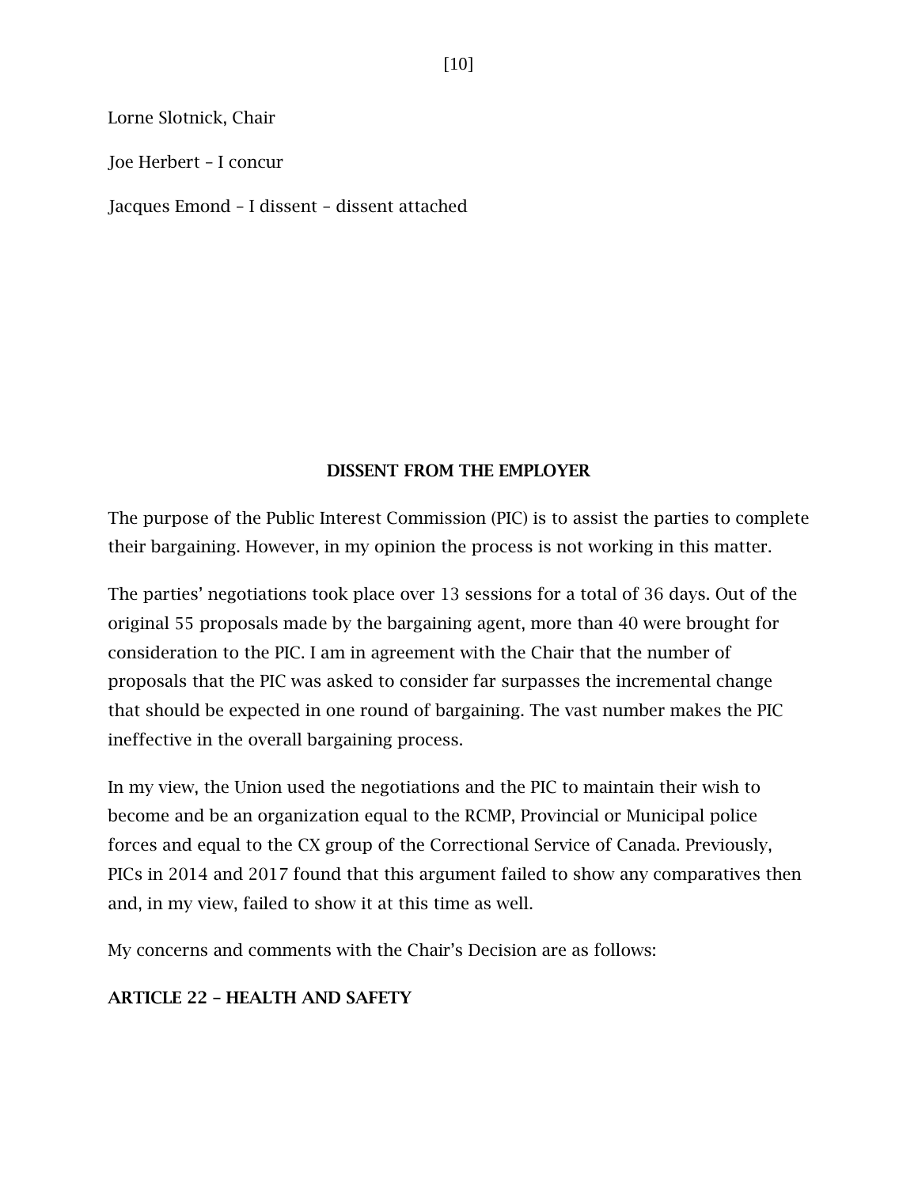Lorne Slotnick, Chair

Joe Herbert – I concur

Jacques Emond – I dissent – dissent attached

## DISSENT FROM THE EMPLOYER

The purpose of the Public Interest Commission (PIC) is to assist the parties to complete their bargaining. However, in my opinion the process is not working in this matter.

The parties' negotiations took place over 13 sessions for a total of 36 days. Out of the original 55 proposals made by the bargaining agent, more than 40 were brought for consideration to the PIC. I am in agreement with the Chair that the number of proposals that the PIC was asked to consider far surpasses the incremental change that should be expected in one round of bargaining. The vast number makes the PIC ineffective in the overall bargaining process.

In my view, the Union used the negotiations and the PIC to maintain their wish to become and be an organization equal to the RCMP, Provincial or Municipal police forces and equal to the CX group of the Correctional Service of Canada. Previously, PICs in 2014 and 2017 found that this argument failed to show any comparatives then and, in my view, failed to show it at this time as well.

My concerns and comments with the Chair's Decision are as follows:

### ARTICLE 22 – HEALTH AND SAFETY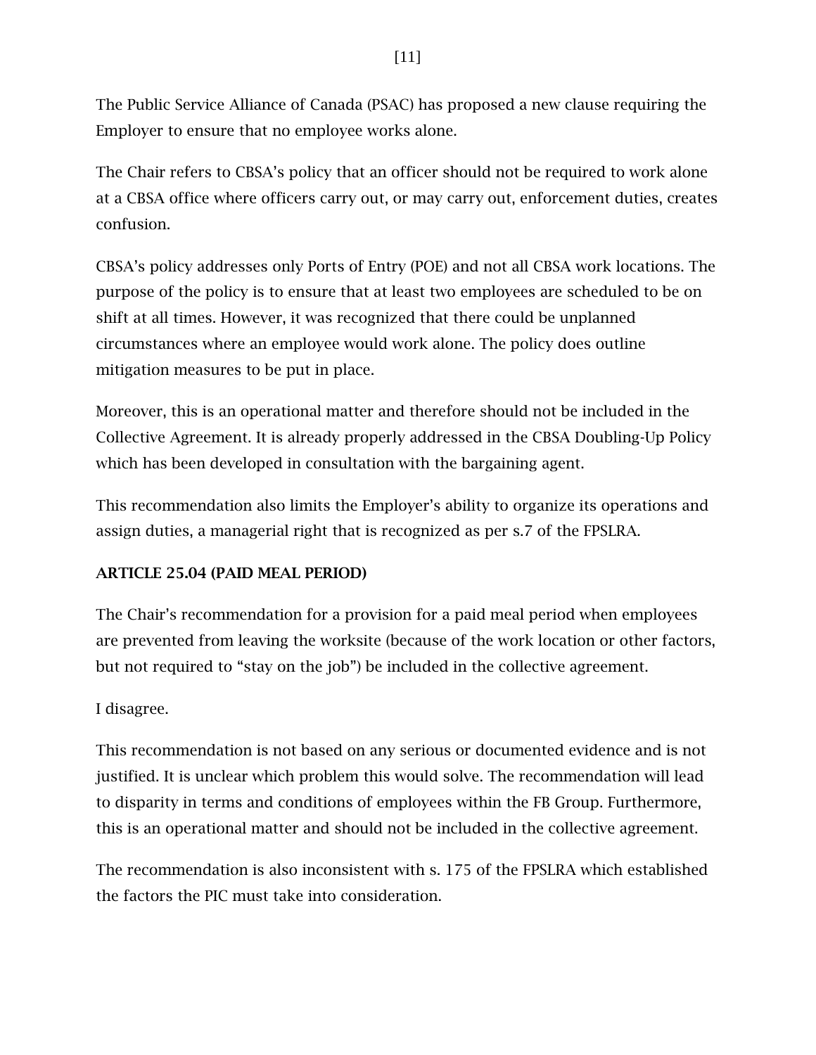The Public Service Alliance of Canada (PSAC) has proposed a new clause requiring the Employer to ensure that no employee works alone.

The Chair refers to CBSA's policy that an officer should not be required to work alone at a CBSA office where officers carry out, or may carry out, enforcement duties, creates confusion.

CBSA's policy addresses only Ports of Entry (POE) and not all CBSA work locations. The purpose of the policy is to ensure that at least two employees are scheduled to be on shift at all times. However, it was recognized that there could be unplanned circumstances where an employee would work alone. The policy does outline mitigation measures to be put in place.

Moreover, this is an operational matter and therefore should not be included in the Collective Agreement. It is already properly addressed in the CBSA Doubling-Up Policy which has been developed in consultation with the bargaining agent.

This recommendation also limits the Employer's ability to organize its operations and assign duties, a managerial right that is recognized as per s.7 of the FPSLRA.

**ARTICLE 25.04 (PAID MEAL PERIOD)**

The Chair's recommendation for a provision for a paid meal period when employees are prevented from leaving the worksite (because of the work location or other factors, but not required to "stay on the job") be included in the collective agreement.

I disagree.

This recommendation is not based on any serious or documented evidence and is not justified. It is unclear which problem this would solve. The recommendation will lead to disparity in terms and conditions of employees within the FB Group. Furthermore, this is an operational matter and should not be included in the collective agreement.

The recommendation is also inconsistent with s. 175 of the FPSLRA which established the factors the PIC must take into consideration.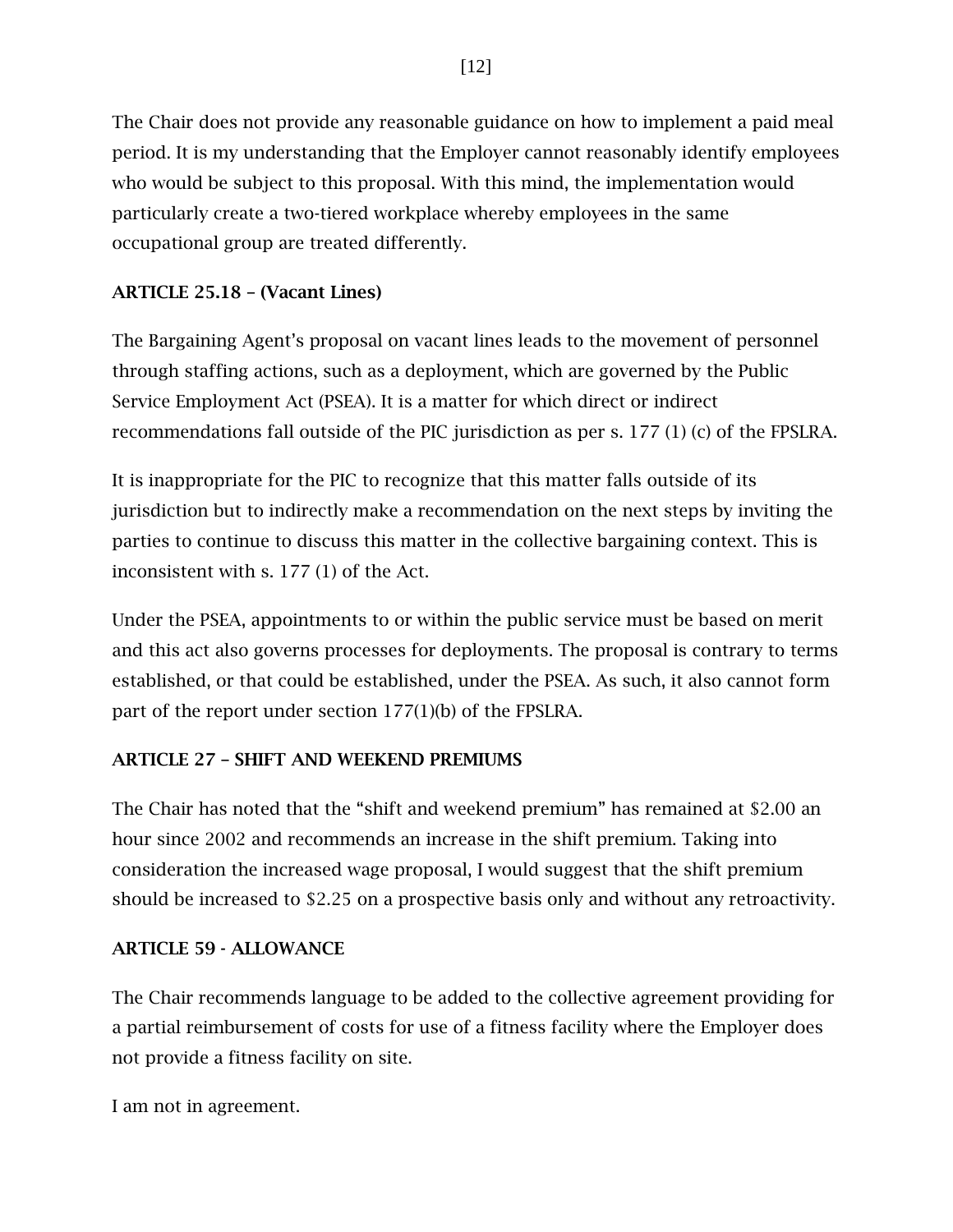The Chair does not provide any reasonable guidance on how to implement a paid meal period. It is my understanding that the Employer cannot reasonably identify employees who would be subject to this proposal. With this mind, the implementation would particularly create a two-tiered workplace whereby employees in the same occupational group are treated differently.

**ARTICLE 25.18 – (Vacant Lines)**

The Bargaining Agent's proposal on vacant lines leads to the movement of personnel through staffing actions, such as a deployment, which are governed by the Public Service Employment Act (PSEA). It is a matter for which direct or indirect recommendations fall outside of the PIC jurisdiction as per s. 177 (1) (c) of the FPSLRA.

It is inappropriate for the PIC to recognize that this matter falls outside of its jurisdiction but to indirectly make a recommendation on the next steps by inviting the parties to continue to discuss this matter in the collective bargaining context. This is inconsistent with s. 177 (1) of the Act.

Under the PSEA, appointments to or within the public service must be based on merit and this act also governs processes for deployments. The proposal is contrary to terms established, or that could be established, under the PSEA. As such, it also cannot form part of the report under section 177(1)(b) of the FPSLRA.

**ARTICLE 27 – SHIFT AND WEEKEND PREMIUMS**

The Chair has noted that the "shift and weekend premium" has remained at $2.00 an hour since 2002 and recommends an increase in the shift premium. Taking into consideration the increased wage proposal, I would suggest that the shift premium should be increased to $2.25 on a prospective basis only and without any retroactivity.

**ARTICLE 59 - ALLOWANCE**

The Chair recommends language to be added to the collective agreement providing for a partial reimbursement of costs for use of a fitness facility where the Employer does not provide a fitness facility on site.

I am not in agreement.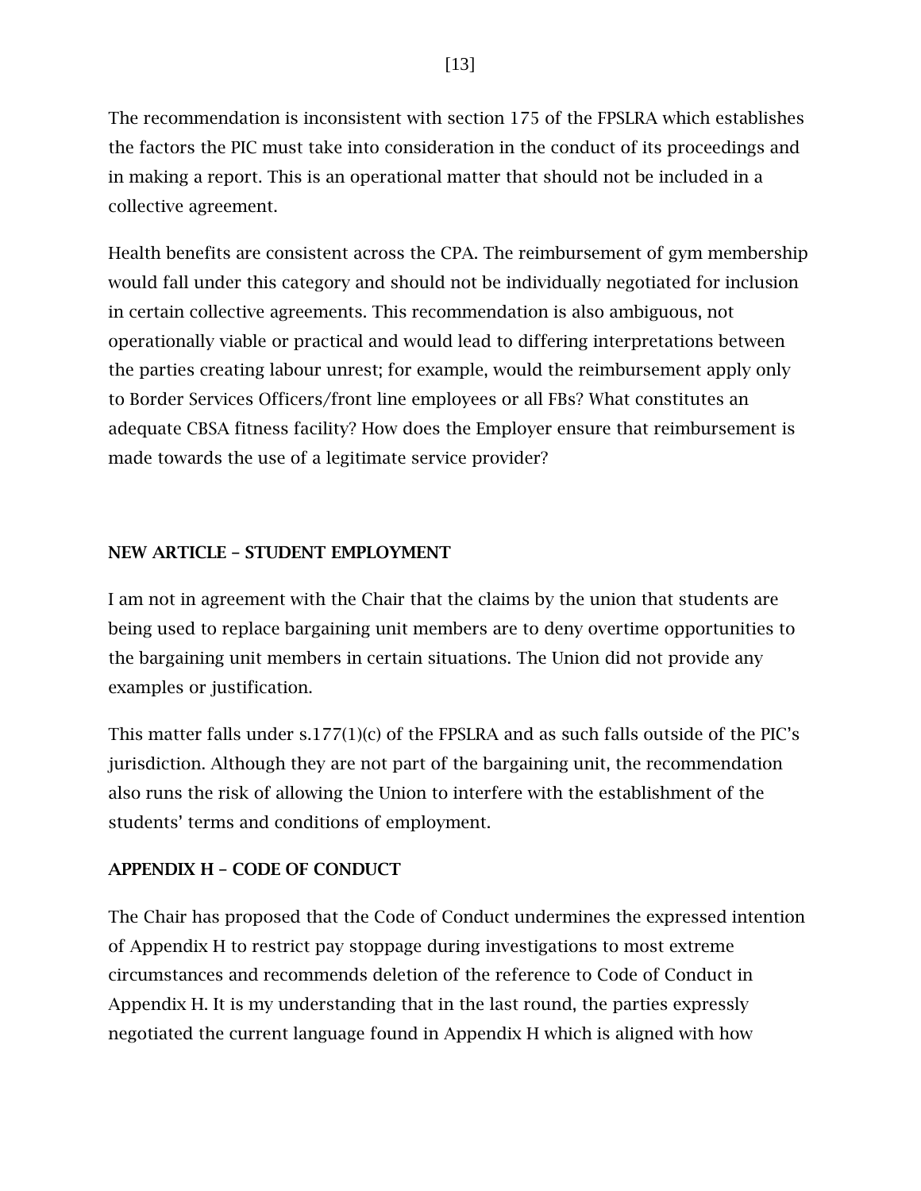The recommendation is inconsistent with section 175 of the FPSLRA which establishes the factors the PIC must take into consideration in the conduct of its proceedings and in making a report. This is an operational matter that should not be included in a collective agreement.

Health benefits are consistent across the CPA. The reimbursement of gym membership would fall under this category and should not be individually negotiated for inclusion in certain collective agreements. This recommendation is also ambiguous, not operationally viable or practical and would lead to differing interpretations between the parties creating labour unrest; for example, would the reimbursement apply only to Border Services Officers/front line employees or all FBs? What constitutes an adequate CBSA fitness facility? How does the Employer ensure that reimbursement is made towards the use of a legitimate service provider?

**NEW ARTICLE – STUDENT EMPLOYMENT**

I am not in agreement with the Chair that the claims by the union that students are being used to replace bargaining unit members are to deny overtime opportunities to the bargaining unit members in certain situations. The Union did not provide any examples or justification.

This matter falls under s.177(1)(c) of the FPSLRA and as such falls outside of the PIC's jurisdiction. Although they are not part of the bargaining unit, the recommendation also runs the risk of allowing the Union to interfere with the establishment of the students' terms and conditions of employment.

**APPENDIX H – CODE OF CONDUCT**

The Chair has proposed that the Code of Conduct undermines the expressed intention of Appendix H to restrict pay stoppage during investigations to most extreme circumstances and recommends deletion of the reference to Code of Conduct in Appendix H. It is my understanding that in the last round, the parties expressly negotiated the current language found in Appendix H which is aligned with how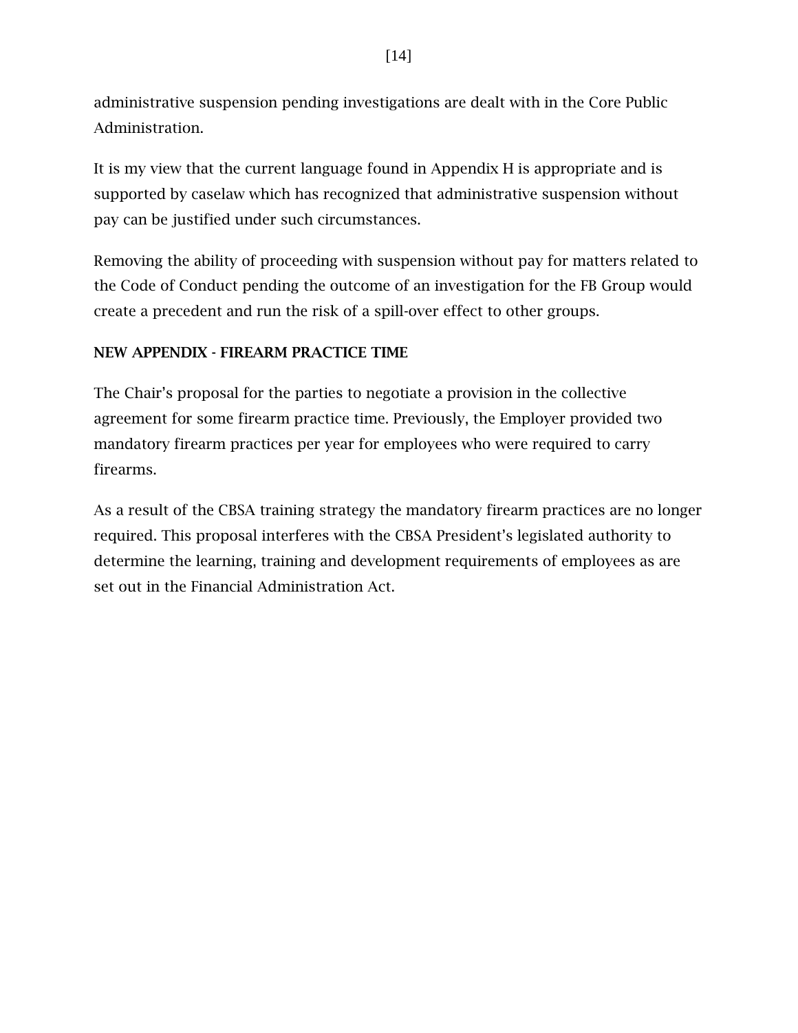administrative suspension pending investigations are dealt with in the Core Public Administration.

It is my view that the current language found in Appendix H is appropriate and is supported by caselaw which has recognized that administrative suspension without pay can be justified under such circumstances.

Removing the ability of proceeding with suspension without pay for matters related to the Code of Conduct pending the outcome of an investigation for the FB Group would create a precedent and run the risk of a spill-over effect to other groups.

**NEW APPENDIX - FIREARM PRACTICE TIME**

The Chair's proposal for the parties to negotiate a provision in the collective agreement for some firearm practice time. Previously, the Employer provided two mandatory firearm practices per year for employees who were required to carry firearms.

As a result of the CBSA training strategy the mandatory firearm practices are no longer required. This proposal interferes with the CBSA President's legislated authority to determine the learning, training and development requirements of employees as are set out in the Financial Administration Act.